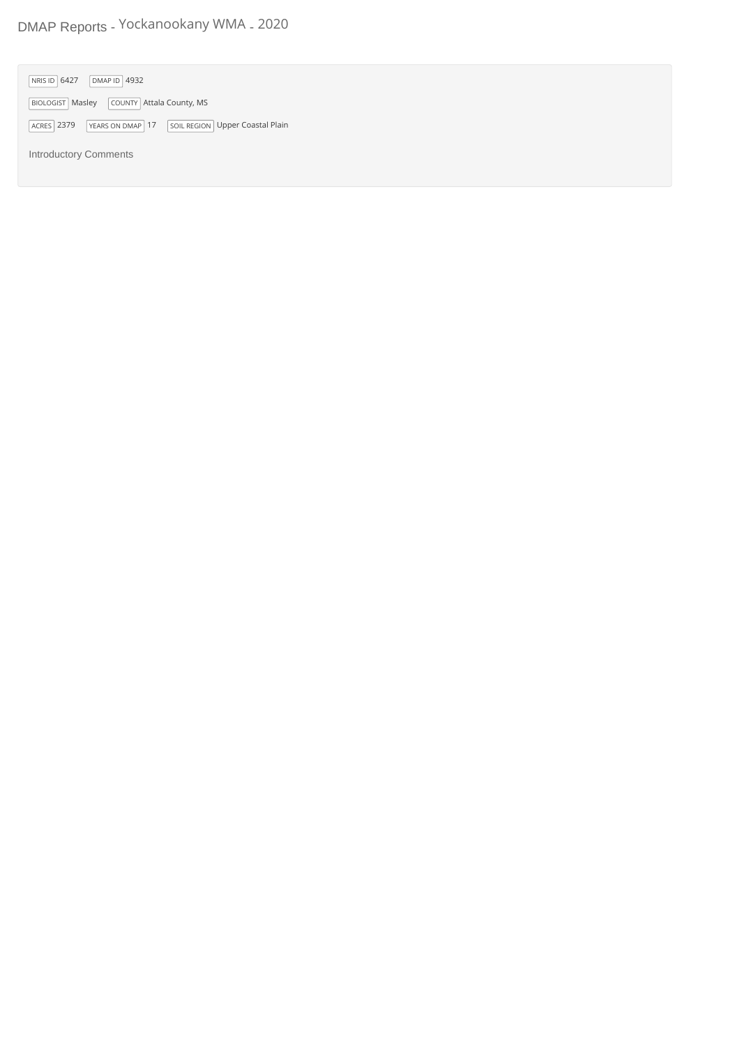# DMAP Reports - Yockanookany WMA - 2020

NRIS ID 6427 DMAP ID 4932

BIOLOGIST Masley COUNTY Attala County, MS

ACRES 2379 YEARS ON DMAP 17 SOIL REGION Upper Coastal Plain

Introductory Comments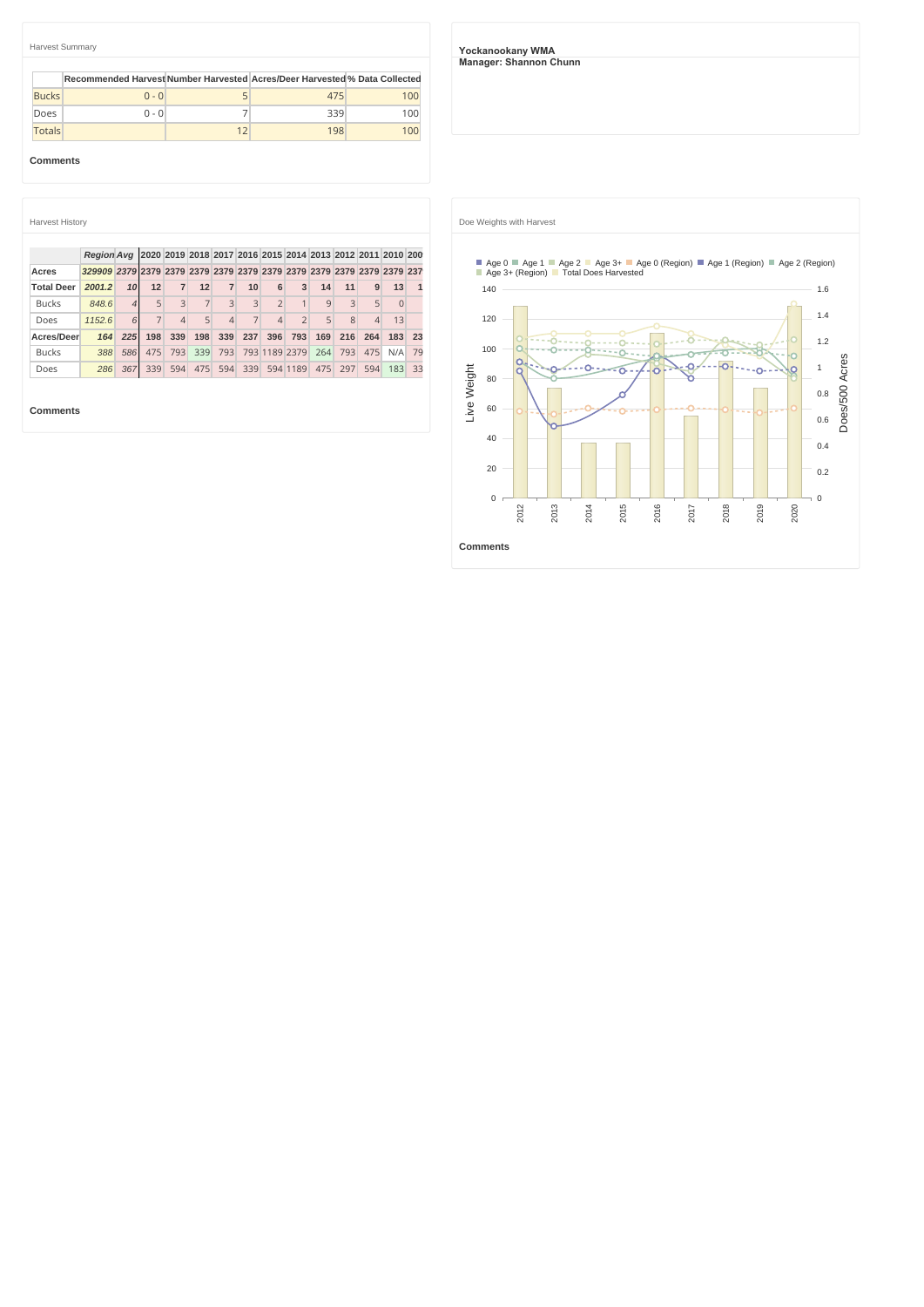Harvest Summary

| | Recommended Harvest | Number Harvested | Acres/Deer Harvested | % Data Collected |
|---|---|---|---|---|
| Bucks | 0 - 0 | 5 | 475 | 100 |
| Does | 0 - 0 | 7 | 339 | 100 |
| Totals | | 12 | 198 | 100 |

**Comments**

**Yockanookany WMA**
**Manager: Shannon Chunn**

Harvest History

| | Region | Avg | 2020 | 2019 | 2018 | 2017 | 2016 | 2015 | 2014 | 2013 | 2012 | 2011 | 2010 | 200 |
|---|---|---|---|---|---|---|---|---|---|---|---|---|---|---|
| **Acres** | *329909* | *2379* | 2379 | 2379 | 2379 | 2379 | 2379 | 2379 | 2379 | 2379 | 2379 | 2379 | 2379 | 237 |
| **Total Deer** | *2001.2* | *10* | 12 | 7 | 12 | 7 | 10 | 6 | 3 | 14 | 11 | 9 | 13 | 1 |
| Bucks | *848.6* | *4* | 5 | 3 | 7 | 3 | 3 | 2 | 1 | 9 | 3 | 5 | 0 | |
| Does | *1152.6* | *6* | 7 | 4 | 5 | 4 | 7 | 4 | 2 | 5 | 8 | 4 | 13 | |
| **Acres/Deer** | *164* | *225* | 198 | 339 | 198 | 339 | 237 | 396 | 793 | 169 | 216 | 264 | 183 | 23 |
| Bucks | *388* | *586* | 475 | 793 | 339 | 793 | 793 | 1189 | 2379 | 264 | 793 | 475 | N/A | 79 |
| Does | *286* | *367* | 339 | 594 | 475 | 594 | 339 | 594 | 1189 | 475 | 297 | 594 | 183 | 33 |

**Comments**

Doe Weights with Harvest

**Comments**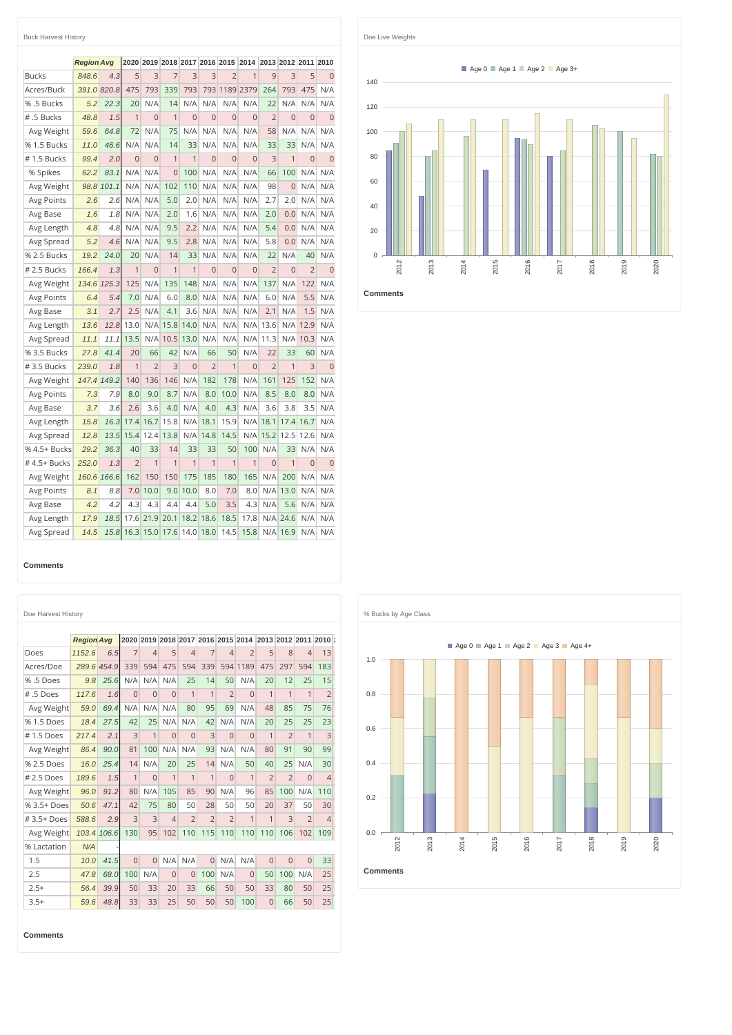## Buck Harvest History

| | Region | Avg | 2020 | 2019 | 2018 | 2017 | 2016 | 2015 | 2014 | 2013 | 2012 | 2011 | 2010 |
|---|---|---|---|---|---|---|---|---|---|---|---|---|---|
| Bucks | 848.6 | 4.3 | 5 | 3 | 7 | 3 | 3 | 2 | 1 | 9 | 3 | 5 | 0 |
| Acres/Buck | 391.0 | 820.8 | 475 | 793 | 339 | 793 | 793 | 1189 | 2379 | 264 | 793 | 475 | N/A |
| % .5 Bucks | 5.2 | 22.3 | 20 | N/A | 14 | N/A | N/A | N/A | N/A | 22 | N/A | N/A | N/A |
| # .5 Bucks | 48.8 | 1.5 | 1 | 0 | 1 | 0 | 0 | 0 | 0 | 2 | 0 | 0 | 0 |
| Avg Weight | 59.6 | 64.8 | 72 | N/A | 75 | N/A | N/A | N/A | N/A | 58 | N/A | N/A | N/A |
| % 1.5 Bucks | 11.0 | 46.6 | N/A | N/A | 14 | 33 | N/A | N/A | N/A | 33 | 33 | N/A | N/A |
| # 1.5 Bucks | 99.4 | 2.0 | 0 | 0 | 1 | 1 | 0 | 0 | 0 | 3 | 1 | 0 | 0 |
| % Spikes | 62.2 | 83.1 | N/A | N/A | 0 | 100 | N/A | N/A | N/A | 66 | 100 | N/A | N/A |
| Avg Weight | 98.8 | 101.1 | N/A | N/A | 102 | 110 | N/A | N/A | N/A | 98 | 0 | N/A | N/A |
| Avg Points | 2.6 | 2.6 | N/A | N/A | 5.0 | 2.0 | N/A | N/A | N/A | 2.7 | 2.0 | N/A | N/A |
| Avg Base | 1.6 | 1.8 | N/A | N/A | 2.0 | 1.6 | N/A | N/A | N/A | 2.0 | 0.0 | N/A | N/A |
| Avg Length | 4.8 | 4.8 | N/A | N/A | 9.5 | 2.2 | N/A | N/A | N/A | 5.4 | 0.0 | N/A | N/A |
| Avg Spread | 5.2 | 4.6 | N/A | N/A | 9.5 | 2.8 | N/A | N/A | N/A | 5.8 | 0.0 | N/A | N/A |
| % 2.5 Bucks | 19.2 | 24.0 | 20 | N/A | 14 | 33 | N/A | N/A | N/A | 22 | N/A | 40 | N/A |
| # 2.5 Bucks | 166.4 | 1.3 | 1 | 0 | 1 | 1 | 0 | 0 | 0 | 2 | 0 | 2 | 0 |
| Avg Weight | 134.6 | 125.3 | 125 | N/A | 135 | 148 | N/A | N/A | N/A | 137 | N/A | 122 | N/A |
| Avg Points | 6.4 | 5.4 | 7.0 | N/A | 6.0 | 8.0 | N/A | N/A | N/A | 6.0 | N/A | 5.5 | N/A |
| Avg Base | 3.1 | 2.7 | 2.5 | N/A | 4.1 | 3.6 | N/A | N/A | N/A | 2.1 | N/A | 1.5 | N/A |
| Avg Length | 13.6 | 12.8 | 13.0 | N/A | 15.8 | 14.0 | N/A | N/A | N/A | 13.6 | N/A | 12.9 | N/A |
| Avg Spread | 11.1 | 11.1 | 13.5 | N/A | 10.5 | 13.0 | N/A | N/A | N/A | 11.3 | N/A | 10.3 | N/A |
| % 3.5 Bucks | 27.8 | 41.4 | 20 | 66 | 42 | N/A | 66 | 50 | N/A | 22 | 33 | 60 | N/A |
| # 3.5 Bucks | 239.0 | 1.8 | 1 | 2 | 3 | 0 | 2 | 1 | 0 | 2 | 1 | 3 | 0 |
| Avg Weight | 147.4 | 149.2 | 140 | 136 | 146 | N/A | 182 | 178 | N/A | 161 | 125 | 152 | N/A |
| Avg Points | 7.3 | 7.9 | 8.0 | 9.0 | 8.7 | N/A | 8.0 | 10.0 | N/A | 8.5 | 8.0 | 8.0 | N/A |
| Avg Base | 3.7 | 3.6 | 2.6 | 3.6 | 4.0 | N/A | 4.0 | 4.3 | N/A | 3.6 | 3.8 | 3.5 | N/A |
| Avg Length | 15.8 | 16.3 | 17.4 | 16.7 | 15.8 | N/A | 18.1 | 15.9 | N/A | 18.1 | 17.4 | 16.7 | N/A |
| Avg Spread | 12.8 | 13.5 | 15.4 | 12.4 | 13.8 | N/A | 14.8 | 14.5 | N/A | 15.2 | 12.5 | 12.6 | N/A |
| % 4.5+ Bucks | 29.2 | 36.3 | 40 | 33 | 14 | 33 | 33 | 50 | 100 | N/A | 33 | N/A | N/A |
| # 4.5+ Bucks | 252.0 | 1.3 | 2 | 1 | 1 | 1 | 1 | 1 | 1 | 0 | 1 | 0 | 0 |
| Avg Weight | 160.6 | 166.6 | 162 | 150 | 150 | 175 | 185 | 180 | 165 | N/A | 200 | N/A | N/A |
| Avg Points | 8.1 | 8.8 | 7.0 | 10.0 | 9.0 | 10.0 | 8.0 | 7.0 | 8.0 | N/A | 13.0 | N/A | N/A |
| Avg Base | 4.2 | 4.2 | 4.3 | 4.3 | 4.4 | 4.4 | 5.0 | 3.5 | 4.3 | N/A | 5.6 | N/A | N/A |
| Avg Length | 17.9 | 18.5 | 17.6 | 21.9 | 20.1 | 18.2 | 18.6 | 18.5 | 17.8 | N/A | 24.6 | N/A | N/A |
| Avg Spread | 14.5 | 15.8 | 16.3 | 15.0 | 17.6 | 14.0 | 18.0 | 14.5 | 15.8 | N/A | 16.9 | N/A | N/A |

**Comments**

## Doe Live Weights

**Comments**

## Doe Harvest History

| | Region | Avg | 2020 | 2019 | 2018 | 2017 | 2016 | 2015 | 2014 | 2013 | 2012 | 2011 | 2010 |
|---|---|---|---|---|---|---|---|---|---|---|---|---|---|
| Does | 1152.6 | 6.5 | 7 | 4 | 5 | 4 | 7 | 4 | 2 | 5 | 8 | 4 | 13 |
| Acres/Doe | 289.6 | 454.9 | 339 | 594 | 475 | 594 | 339 | 594 | 1189 | 475 | 297 | 594 | 183 |
| % .5 Does | 9.8 | 25.6 | N/A | N/A | N/A | 25 | 14 | 50 | N/A | 20 | 12 | 25 | 15 |
| # .5 Does | 117.6 | 1.6 | 0 | 0 | 0 | 1 | 1 | 2 | 0 | 1 | 1 | 1 | 2 |
| Avg Weight | 59.0 | 69.4 | N/A | N/A | N/A | 80 | 95 | 69 | N/A | 48 | 85 | 75 | 76 |
| % 1.5 Does | 18.4 | 27.5 | 42 | 25 | N/A | N/A | 42 | N/A | N/A | 20 | 25 | 25 | 23 |
| # 1.5 Does | 217.4 | 2.1 | 3 | 1 | 0 | 0 | 3 | 0 | 0 | 1 | 2 | 1 | 3 |
| Avg Weight | 86.4 | 90.0 | 81 | 100 | N/A | N/A | 93 | N/A | N/A | 80 | 91 | 90 | 99 |
| % 2.5 Does | 16.0 | 25.4 | 14 | N/A | 20 | 25 | 14 | N/A | 50 | 40 | 25 | N/A | 30 |
| # 2.5 Does | 189.6 | 1.5 | 1 | 0 | 1 | 1 | 1 | 0 | 1 | 2 | 2 | 0 | 4 |
| Avg Weight | 96.0 | 91.2 | 80 | N/A | 105 | 85 | 90 | N/A | 96 | 85 | 100 | N/A | 110 |
| % 3.5+ Does | 50.6 | 47.1 | 42 | 75 | 80 | 50 | 28 | 50 | 50 | 20 | 37 | 50 | 30 |
| # 3.5+ Does | 588.6 | 2.9 | 3 | 3 | 4 | 2 | 2 | 2 | 1 | 1 | 3 | 2 | 4 |
| Avg Weight | 103.4 | 106.6 | 130 | 95 | 102 | 110 | 115 | 110 | 110 | 110 | 106 | 102 | 109 |
| % Lactation | N/A | - | | | | | | | | | | | |
| 1.5 | 10.0 | 41.5 | 0 | 0 | N/A | N/A | 0 | N/A | N/A | 0 | 0 | 0 | 33 |
| 2.5 | 47.8 | 68.0 | 100 | N/A | 0 | 0 | 100 | N/A | 0 | 50 | 100 | N/A | 25 |
| 2.5+ | 56.4 | 39.9 | 50 | 33 | 20 | 33 | 66 | 50 | 50 | 33 | 80 | 50 | 25 |
| 3.5+ | 59.6 | 48.8 | 33 | 33 | 25 | 50 | 50 | 50 | 100 | 0 | 66 | 50 | 25 |

**Comments**

## % Bucks by Age Class

**Comments**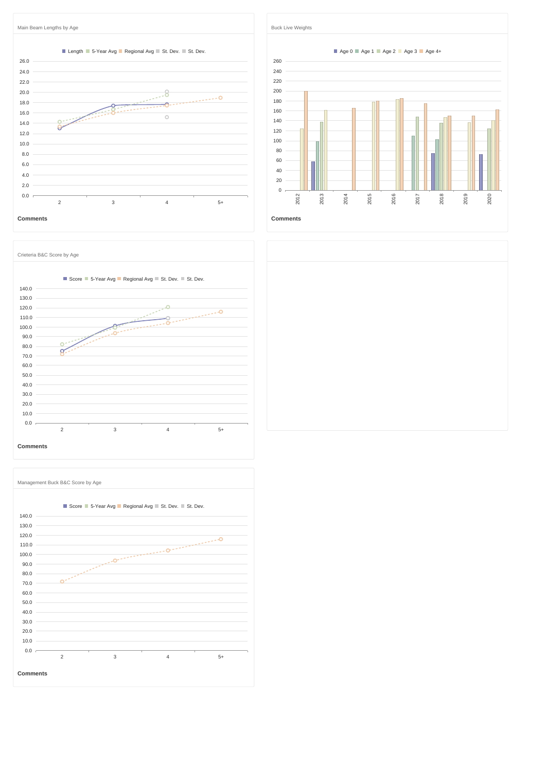Main Beam Lengths by Age

Length | 5-Year Avg | Regional Avg | St. Dev. | St. Dev.

26.0
24.0
22.0
20.0
18.0
16.0
14.0
12.0
10.0
8.0
6.0
4.0
2.0
0.0

2 3 4 5+

**Comments**

Buck Live Weights

Age 0 | Age 1 | Age 2 | Age 3 | Age 4+

260
240
220
200
180
160
140
120
100
80
60
40
20
0

2012 2013 2014 2015 2016 2017 2018 2019 2020

**Comments**

Crieteria B&C Score by Age

Score | 5-Year Avg | Regional Avg | St. Dev. | St. Dev.

140.0
130.0
120.0
110.0
100.0
90.0
80.0
70.0
60.0
50.0
40.0
30.0
20.0
10.0
0.0

2 3 4 5+

**Comments**

Management Buck B&C Score by Age

Score | 5-Year Avg | Regional Avg | St. Dev. | St. Dev.

140.0
130.0
120.0
110.0
100.0
90.0
80.0
70.0
60.0
50.0
40.0
30.0
20.0
10.0
0.0

2 3 4 5+

**Comments**